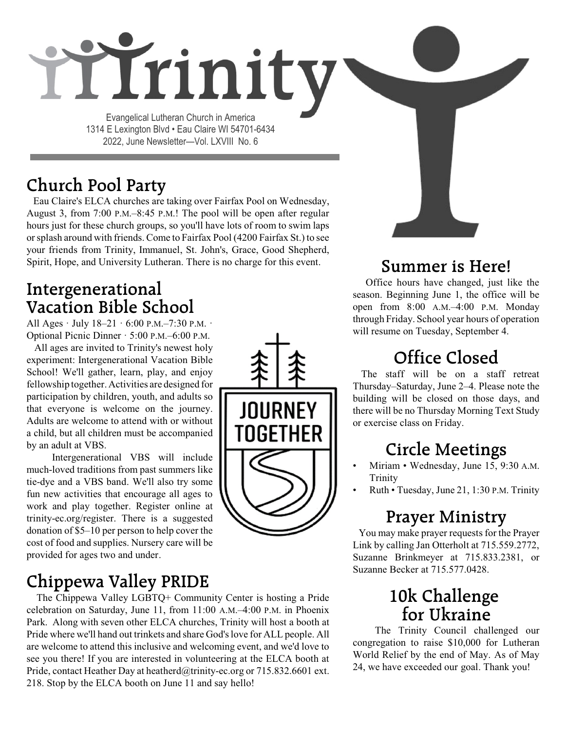# Trinity

Evangelical Lutheran Church in America
1314 E Lexington Blvd • Eau Claire WI 54701-6434
2022, June Newsletter—Vol. LXVIII No. 6

## Church Pool Party

Eau Claire's ELCA churches are taking over Fairfax Pool on Wednesday, August 3, from 7:00 P.M.–8:45 P.M.! The pool will be open after regular hours just for these church groups, so you'll have lots of room to swim laps or splash around with friends. Come to Fairfax Pool (4200 Fairfax St.) to see your friends from Trinity, Immanuel, St. John's, Grace, Good Shepherd, Spirit, Hope, and University Lutheran. There is no charge for this event.

## Intergenerational Vacation Bible School

All Ages · July 18–21 · 6:00 P.M.–7:30 P.M. · Optional Picnic Dinner · 5:00 P.M.–6:00 P.M.

All ages are invited to Trinity's newest holy experiment: Intergenerational Vacation Bible School! We'll gather, learn, play, and enjoy fellowship together. Activities are designed for participation by children, youth, and adults so that everyone is welcome on the journey. Adults are welcome to attend with or without a child, but all children must be accompanied by an adult at VBS.

Intergenerational VBS will include much-loved traditions from past summers like tie-dye and a VBS band. We'll also try some fun new activities that encourage all ages to work and play together. Register online at trinity-ec.org/register. There is a suggested donation of $5–10 per person to help cover the cost of food and supplies. Nursery care will be provided for ages two and under.

JOURNEY TOGETHER

## Chippewa Valley PRIDE

The Chippewa Valley LGBTQ+ Community Center is hosting a Pride celebration on Saturday, June 11, from 11:00 A.M.–4:00 P.M. in Phoenix Park. Along with seven other ELCA churches, Trinity will host a booth at Pride where we'll hand out trinkets and share God's love for ALL people. All are welcome to attend this inclusive and welcoming event, and we'd love to see you there! If you are interested in volunteering at the ELCA booth at Pride, contact Heather Day at heatherd@trinity-ec.org or 715.832.6601 ext. 218. Stop by the ELCA booth on June 11 and say hello!

## Summer is Here!

Office hours have changed, just like the season. Beginning June 1, the office will be open from 8:00 A.M.–4:00 P.M. Monday through Friday. School year hours of operation will resume on Tuesday, September 4.

## Office Closed

The staff will be on a staff retreat Thursday–Saturday, June 2–4. Please note the building will be closed on those days, and there will be no Thursday Morning Text Study or exercise class on Friday.

## Circle Meetings

- Miriam • Wednesday, June 15, 9:30 A.M. Trinity
- Ruth • Tuesday, June 21, 1:30 P.M. Trinity

## Prayer Ministry

You may make prayer requests for the Prayer Link by calling Jan Otterholt at 715.559.2772, Suzanne Brinkmeyer at 715.833.2381, or Suzanne Becker at 715.577.0428.

## 10k Challenge for Ukraine

The Trinity Council challenged our congregation to raise $10,000 for Lutheran World Relief by the end of May. As of May 24, we have exceeded our goal. Thank you!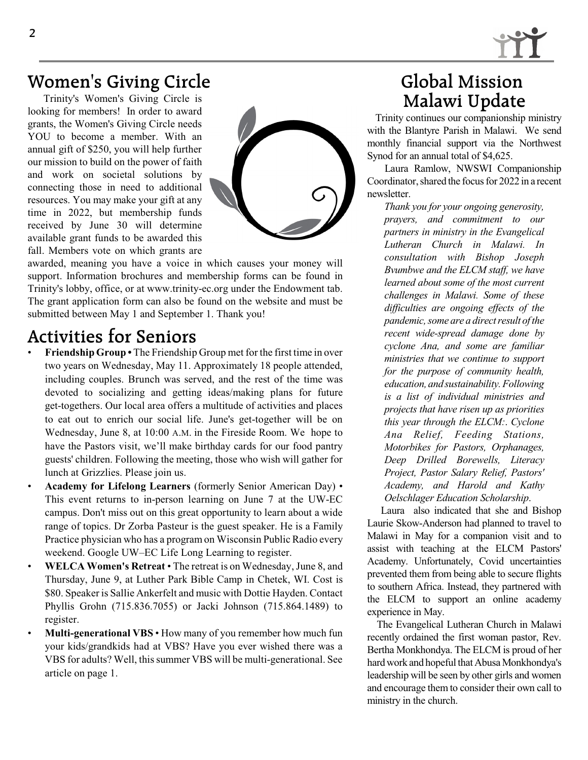## Women's Giving Circle

Trinity's Women's Giving Circle is looking for members! In order to award grants, the Women's Giving Circle needs YOU to become a member. With an annual gift of $250, you will help further our mission to build on the power of faith and work on societal solutions by connecting those in need to additional resources. You may make your gift at any time in 2022, but membership funds received by June 30 will determine available grant funds to be awarded this fall. Members vote on which grants are awarded, meaning you have a voice in which causes your money will support. Information brochures and membership forms can be found in Trinity's lobby, office, or at www.trinity-ec.org under the Endowment tab. The grant application form can also be found on the website and must be submitted between May 1 and September 1. Thank you!

## Activities for Seniors

- **Friendship Group •** The Friendship Group met for the first time in over two years on Wednesday, May 11. Approximately 18 people attended, including couples. Brunch was served, and the rest of the time was devoted to socializing and getting ideas/making plans for future get-togethers. Our local area offers a multitude of activities and places to eat out to enrich our social life. June's get-together will be on Wednesday, June 8, at 10:00 A.M. in the Fireside Room. We hope to have the Pastors visit, we'll make birthday cards for our food pantry guests' children. Following the meeting, those who wish will gather for lunch at Grizzlies. Please join us.
- **Academy for Lifelong Learners** (formerly Senior American Day) • This event returns to in-person learning on June 7 at the UW-EC campus. Don't miss out on this great opportunity to learn about a wide range of topics. Dr Zorba Pasteur is the guest speaker. He is a Family Practice physician who has a program on Wisconsin Public Radio every weekend. Google UW–EC Life Long Learning to register.
- **WELCA Women's Retreat** • The retreat is on Wednesday, June 8, and Thursday, June 9, at Luther Park Bible Camp in Chetek, WI. Cost is $80. Speaker is Sallie Ankerfelt and music with Dottie Hayden. Contact Phyllis Grohn (715.836.7055) or Jacki Johnson (715.864.1489) to register.
- **Multi-generational VBS** • How many of you remember how much fun your kids/grandkids had at VBS? Have you ever wished there was a VBS for adults? Well, this summer VBS will be multi-generational. See article on page 1.

## Global Mission Malawi Update

Trinity continues our companionship ministry with the Blantyre Parish in Malawi. We send monthly financial support via the Northwest Synod for an annual total of $4,625.

Laura Ramlow, NWSWI Companionship Coordinator, shared the focus for 2022 in a recent newsletter.

*Thank you for your ongoing generosity, prayers, and commitment to our partners in ministry in the Evangelical Lutheran Church in Malawi. In consultation with Bishop Joseph Bvumbwe and the ELCM staff, we have learned about some of the most current challenges in Malawi. Some of these difficulties are ongoing effects of the pandemic, some are a direct result of the recent wide-spread damage done by cyclone Ana, and some are familiar ministries that we continue to support for the purpose of community health, education, and sustainability. Following is a list of individual ministries and projects that have risen up as priorities this year through the ELCM:. Cyclone Ana Relief, Feeding Stations, Motorbikes for Pastors, Orphanages, Deep Drilled Borewells, Literacy Project, Pastor Salary Relief, Pastors' Academy, and Harold and Kathy Oelschlager Education Scholarship.*

Laura also indicated that she and Bishop Laurie Skow-Anderson had planned to travel to Malawi in May for a companion visit and to assist with teaching at the ELCM Pastors' Academy. Unfortunately, Covid uncertainties prevented them from being able to secure flights to southern Africa. Instead, they partnered with the ELCM to support an online academy experience in May.

The Evangelical Lutheran Church in Malawi recently ordained the first woman pastor, Rev. Bertha Monkhondya. The ELCM is proud of her hard work and hopeful that Abusa Monkhondya's leadership will be seen by other girls and women and encourage them to consider their own call to ministry in the church.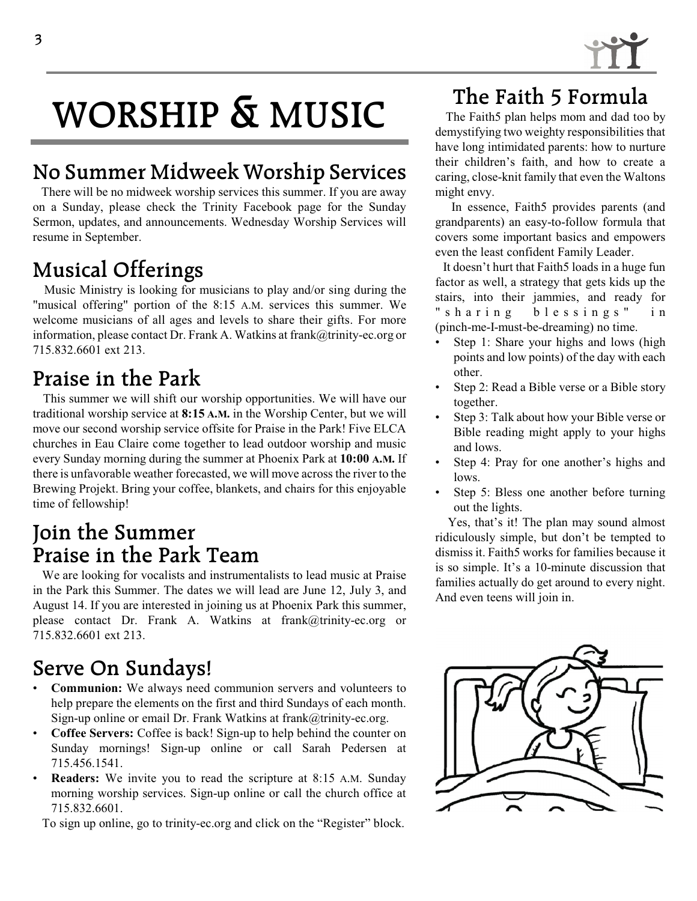# WORSHIP & MUSIC

## No Summer Midweek Worship Services

There will be no midweek worship services this summer. If you are away on a Sunday, please check the Trinity Facebook page for the Sunday Sermon, updates, and announcements. Wednesday Worship Services will resume in September.

## Musical Offerings

Music Ministry is looking for musicians to play and/or sing during the "musical offering" portion of the 8:15 A.M. services this summer. We welcome musicians of all ages and levels to share their gifts. For more information, please contact Dr. Frank A. Watkins at frank@trinity-ec.org or 715.832.6601 ext 213.

## Praise in the Park

This summer we will shift our worship opportunities. We will have our traditional worship service at **8:15 A.M.** in the Worship Center, but we will move our second worship service offsite for Praise in the Park! Five ELCA churches in Eau Claire come together to lead outdoor worship and music every Sunday morning during the summer at Phoenix Park at **10:00 A.M.** If there is unfavorable weather forecasted, we will move across the river to the Brewing Projekt. Bring your coffee, blankets, and chairs for this enjoyable time of fellowship!

## Join the Summer Praise in the Park Team

We are looking for vocalists and instrumentalists to lead music at Praise in the Park this Summer. The dates we will lead are June 12, July 3, and August 14. If you are interested in joining us at Phoenix Park this summer, please contact Dr. Frank A. Watkins at frank@trinity-ec.org or 715.832.6601 ext 213.

## Serve On Sundays!

- **Communion:** We always need communion servers and volunteers to help prepare the elements on the first and third Sundays of each month. Sign-up online or email Dr. Frank Watkins at frank@trinity-ec.org.
- **Coffee Servers:** Coffee is back! Sign-up to help behind the counter on Sunday mornings! Sign-up online or call Sarah Pedersen at 715.456.1541.
- **Readers:** We invite you to read the scripture at 8:15 A.M. Sunday morning worship services. Sign-up online or call the church office at 715.832.6601.

To sign up online, go to trinity-ec.org and click on the "Register" block.

## The Faith 5 Formula

The Faith5 plan helps mom and dad too by demystifying two weighty responsibilities that have long intimidated parents: how to nurture their children's faith, and how to create a caring, close-knit family that even the Waltons might envy.

In essence, Faith5 provides parents (and grandparents) an easy-to-follow formula that covers some important basics and empowers even the least confident Family Leader.

It doesn't hurt that Faith5 loads in a huge fun factor as well, a strategy that gets kids up the stairs, into their jammies, and ready for "sharing blessings" in (pinch-me-I-must-be-dreaming) no time.

- Step 1: Share your highs and lows (high points and low points) of the day with each other.
- Step 2: Read a Bible verse or a Bible story together.
- Step 3: Talk about how your Bible verse or Bible reading might apply to your highs and lows.
- Step 4: Pray for one another's highs and lows.
- Step 5: Bless one another before turning out the lights.

Yes, that's it! The plan may sound almost ridiculously simple, but don't be tempted to dismiss it. Faith5 works for families because it is so simple. It's a 10-minute discussion that families actually do get around to every night. And even teens will join in.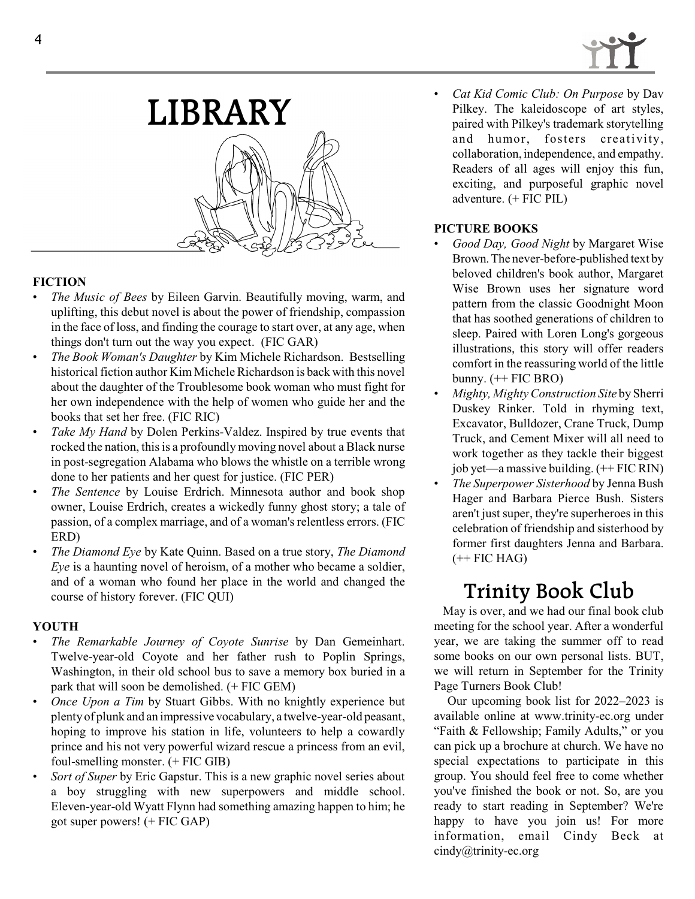# LIBRARY

**FICTION**

- *The Music of Bees* by Eileen Garvin. Beautifully moving, warm, and uplifting, this debut novel is about the power of friendship, compassion in the face of loss, and finding the courage to start over, at any age, when things don't turn out the way you expect. (FIC GAR)
- *The Book Woman's Daughter* by Kim Michele Richardson. Bestselling historical fiction author Kim Michele Richardson is back with this novel about the daughter of the Troublesome book woman who must fight for her own independence with the help of women who guide her and the books that set her free. (FIC RIC)
- *Take My Hand* by Dolen Perkins-Valdez. Inspired by true events that rocked the nation, this is a profoundly moving novel about a Black nurse in post-segregation Alabama who blows the whistle on a terrible wrong done to her patients and her quest for justice. (FIC PER)
- *The Sentence* by Louise Erdrich. Minnesota author and book shop owner, Louise Erdrich, creates a wickedly funny ghost story; a tale of passion, of a complex marriage, and of a woman's relentless errors. (FIC ERD)
- *The Diamond Eye* by Kate Quinn. Based on a true story, *The Diamond Eye* is a haunting novel of heroism, of a mother who became a soldier, and of a woman who found her place in the world and changed the course of history forever. (FIC QUI)

**YOUTH**

- *The Remarkable Journey of Coyote Sunrise* by Dan Gemeinhart. Twelve-year-old Coyote and her father rush to Poplin Springs, Washington, in their old school bus to save a memory box buried in a park that will soon be demolished. (+ FIC GEM)
- *Once Upon a Tim* by Stuart Gibbs. With no knightly experience but plenty of plunk and an impressive vocabulary, a twelve-year-old peasant, hoping to improve his station in life, volunteers to help a cowardly prince and his not very powerful wizard rescue a princess from an evil, foul-smelling monster. (+ FIC GIB)
- *Sort of Super* by Eric Gapstur. This is a new graphic novel series about a boy struggling with new superpowers and middle school. Eleven-year-old Wyatt Flynn had something amazing happen to him; he got super powers! (+ FIC GAP)
- *Cat Kid Comic Club: On Purpose* by Dav Pilkey. The kaleidoscope of art styles, paired with Pilkey's trademark storytelling and humor, fosters creativity, collaboration, independence, and empathy. Readers of all ages will enjoy this fun, exciting, and purposeful graphic novel adventure. (+ FIC PIL)

**PICTURE BOOKS**

- *Good Day, Good Night* by Margaret Wise Brown. The never-before-published text by beloved children's book author, Margaret Wise Brown uses her signature word pattern from the classic Goodnight Moon that has soothed generations of children to sleep. Paired with Loren Long's gorgeous illustrations, this story will offer readers comfort in the reassuring world of the little bunny. (++ FIC BRO)
- *Mighty, Mighty Construction Site* by Sherri Duskey Rinker. Told in rhyming text, Excavator, Bulldozer, Crane Truck, Dump Truck, and Cement Mixer will all need to work together as they tackle their biggest job yet—a massive building. (++ FIC RIN)
- *The Superpower Sisterhood* by Jenna Bush Hager and Barbara Pierce Bush. Sisters aren't just super, they're superheroes in this celebration of friendship and sisterhood by former first daughters Jenna and Barbara. (++ FIC HAG)

# Trinity Book Club

May is over, and we had our final book club meeting for the school year. After a wonderful year, we are taking the summer off to read some books on our own personal lists. BUT, we will return in September for the Trinity Page Turners Book Club!

Our upcoming book list for 2022–2023 is available online at www.trinity-ec.org under "Faith & Fellowship; Family Adults," or you can pick up a brochure at church. We have no special expectations to participate in this group. You should feel free to come whether you've finished the book or not. So, are you ready to start reading in September? We're happy to have you join us! For more information, email Cindy Beck at cindy@trinity-ec.org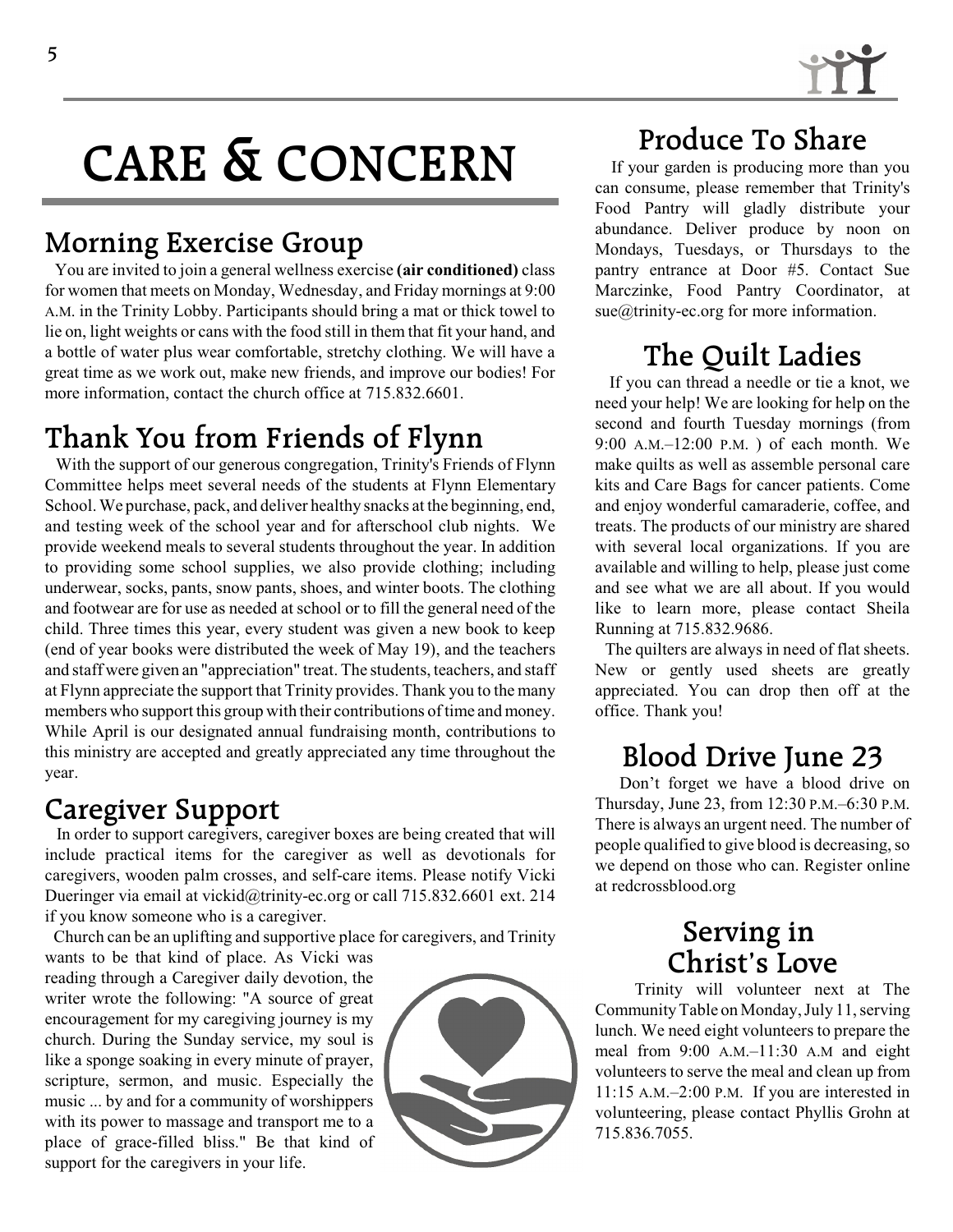# CARE & CONCERN

## Morning Exercise Group

You are invited to join a general wellness exercise **(air conditioned)** class for women that meets on Monday, Wednesday, and Friday mornings at 9:00 A.M. in the Trinity Lobby. Participants should bring a mat or thick towel to lie on, light weights or cans with the food still in them that fit your hand, and a bottle of water plus wear comfortable, stretchy clothing. We will have a great time as we work out, make new friends, and improve our bodies! For more information, contact the church office at 715.832.6601.

## Thank You from Friends of Flynn

With the support of our generous congregation, Trinity's Friends of Flynn Committee helps meet several needs of the students at Flynn Elementary School. We purchase, pack, and deliver healthy snacks at the beginning, end, and testing week of the school year and for afterschool club nights. We provide weekend meals to several students throughout the year. In addition to providing some school supplies, we also provide clothing; including underwear, socks, pants, snow pants, shoes, and winter boots. The clothing and footwear are for use as needed at school or to fill the general need of the child. Three times this year, every student was given a new book to keep (end of year books were distributed the week of May 19), and the teachers and staff were given an "appreciation" treat. The students, teachers, and staff at Flynn appreciate the support that Trinity provides. Thank you to the many members who support this group with their contributions of time and money. While April is our designated annual fundraising month, contributions to this ministry are accepted and greatly appreciated any time throughout the year.

## Caregiver Support

In order to support caregivers, caregiver boxes are being created that will include practical items for the caregiver as well as devotionals for caregivers, wooden palm crosses, and self-care items. Please notify Vicki Dueringer via email at vickid@trinity-ec.org or call 715.832.6601 ext. 214 if you know someone who is a caregiver.

Church can be an uplifting and supportive place for caregivers, and Trinity wants to be that kind of place. As Vicki was reading through a Caregiver daily devotion, the writer wrote the following: "A source of great encouragement for my caregiving journey is my church. During the Sunday service, my soul is like a sponge soaking in every minute of prayer, scripture, sermon, and music. Especially the music ... by and for a community of worshippers with its power to massage and transport me to a place of grace-filled bliss." Be that kind of support for the caregivers in your life.

## Produce To Share

If your garden is producing more than you can consume, please remember that Trinity's Food Pantry will gladly distribute your abundance. Deliver produce by noon on Mondays, Tuesdays, or Thursdays to the pantry entrance at Door #5. Contact Sue Marczinke, Food Pantry Coordinator, at sue@trinity-ec.org for more information.

## The Quilt Ladies

If you can thread a needle or tie a knot, we need your help! We are looking for help on the second and fourth Tuesday mornings (from 9:00 A.M.–12:00 P.M. ) of each month. We make quilts as well as assemble personal care kits and Care Bags for cancer patients. Come and enjoy wonderful camaraderie, coffee, and treats. The products of our ministry are shared with several local organizations. If you are available and willing to help, please just come and see what we are all about. If you would like to learn more, please contact Sheila Running at 715.832.9686.

The quilters are always in need of flat sheets. New or gently used sheets are greatly appreciated. You can drop then off at the office. Thank you!

## Blood Drive June 23

Don't forget we have a blood drive on Thursday, June 23, from 12:30 P.M.–6:30 P.M. There is always an urgent need. The number of people qualified to give blood is decreasing, so we depend on those who can. Register online at redcrossblood.org

## Serving in Christ's Love

Trinity will volunteer next at The Community Table on Monday, July 11, serving lunch. We need eight volunteers to prepare the meal from 9:00 A.M.–11:30 A.M and eight volunteers to serve the meal and clean up from 11:15 A.M.–2:00 P.M. If you are interested in volunteering, please contact Phyllis Grohn at 715.836.7055.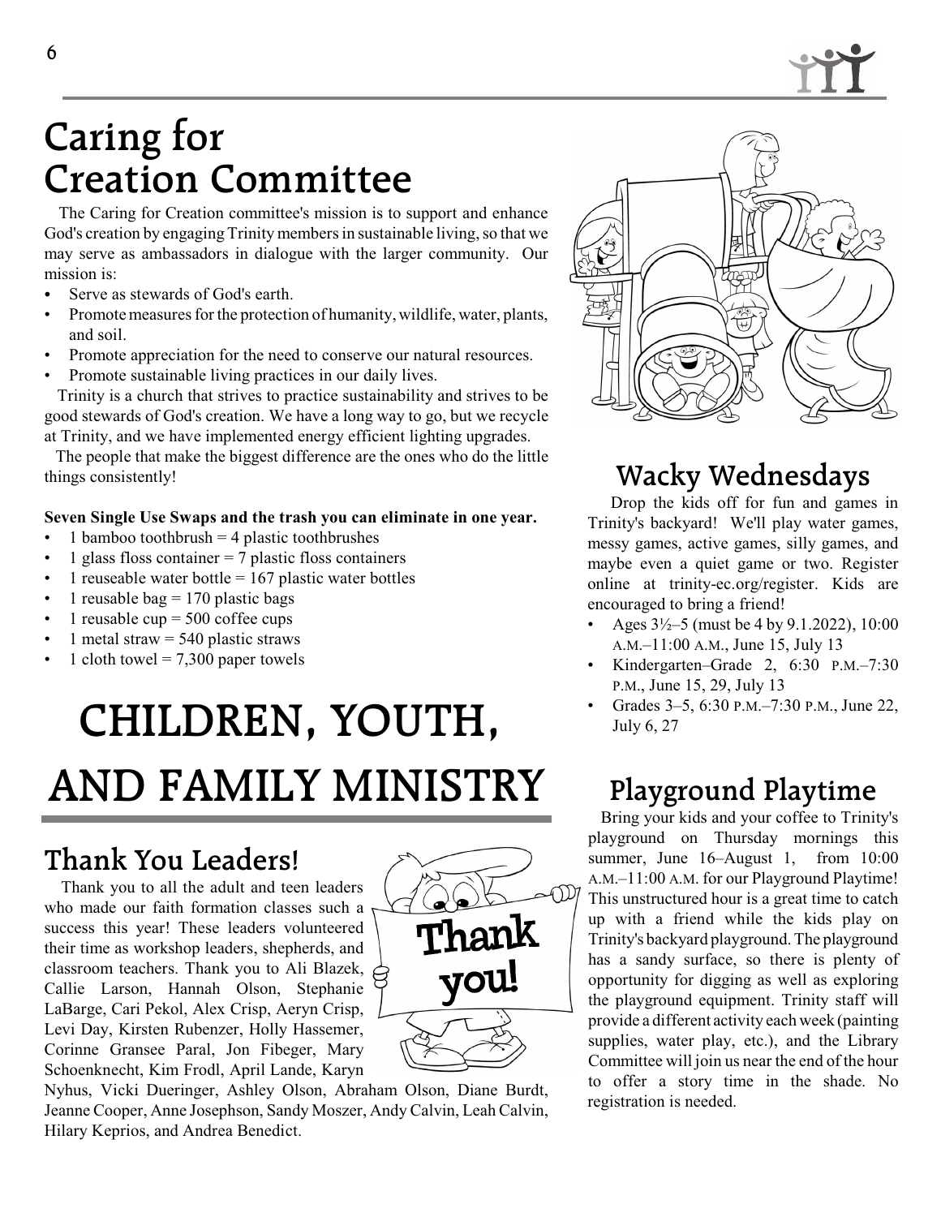# Caring for Creation Committee

The Caring for Creation committee's mission is to support and enhance God's creation by engaging Trinity members in sustainable living, so that we may serve as ambassadors in dialogue with the larger community. Our mission is:

- Serve as stewards of God's earth.
- Promote measures for the protection of humanity, wildlife, water, plants, and soil.
- Promote appreciation for the need to conserve our natural resources.
- Promote sustainable living practices in our daily lives.

Trinity is a church that strives to practice sustainability and strives to be good stewards of God's creation. We have a long way to go, but we recycle at Trinity, and we have implemented energy efficient lighting upgrades.

The people that make the biggest difference are the ones who do the little things consistently!

**Seven Single Use Swaps and the trash you can eliminate in one year.**

- 1 bamboo toothbrush = 4 plastic toothbrushes
- 1 glass floss container = 7 plastic floss containers
- 1 reuseable water bottle = 167 plastic water bottles
- 1 reusable bag = 170 plastic bags
- 1 reusable cup = 500 coffee cups
- 1 metal straw = 540 plastic straws
- 1 cloth towel = 7,300 paper towels

# CHILDREN, YOUTH, AND FAMILY MINISTRY

## Thank You Leaders!

Thank you to all the adult and teen leaders who made our faith formation classes such a success this year! These leaders volunteered their time as workshop leaders, shepherds, and classroom teachers. Thank you to Ali Blazek, Callie Larson, Hannah Olson, Stephanie LaBarge, Cari Pekol, Alex Crisp, Aeryn Crisp, Levi Day, Kirsten Rubenzer, Holly Hassemer, Corinne Gransee Paral, Jon Fibeger, Mary Schoenknecht, Kim Frodl, April Lande, Karyn Nyhus, Vicki Dueringer, Ashley Olson, Abraham Olson, Diane Burdt, Jeanne Cooper, Anne Josephson, Sandy Moszer, Andy Calvin, Leah Calvin, Hilary Keprios, and Andrea Benedict.

## Wacky Wednesdays

Drop the kids off for fun and games in Trinity's backyard! We'll play water games, messy games, active games, silly games, and maybe even a quiet game or two. Register online at trinity-ec.org/register. Kids are encouraged to bring a friend!

- Ages 3½–5 (must be 4 by 9.1.2022), 10:00 A.M.–11:00 A.M., June 15, July 13
- Kindergarten–Grade 2, 6:30 P.M.–7:30 P.M., June 15, 29, July 13
- Grades 3–5, 6:30 P.M.–7:30 P.M., June 22, July 6, 27

## Playground Playtime

Bring your kids and your coffee to Trinity's playground on Thursday mornings this summer, June 16–August 1, from 10:00 A.M.–11:00 A.M. for our Playground Playtime! This unstructured hour is a great time to catch up with a friend while the kids play on Trinity's backyard playground. The playground has a sandy surface, so there is plenty of opportunity for digging as well as exploring the playground equipment. Trinity staff will provide a different activity each week (painting supplies, water play, etc.), and the Library Committee will join us near the end of the hour to offer a story time in the shade. No registration is needed.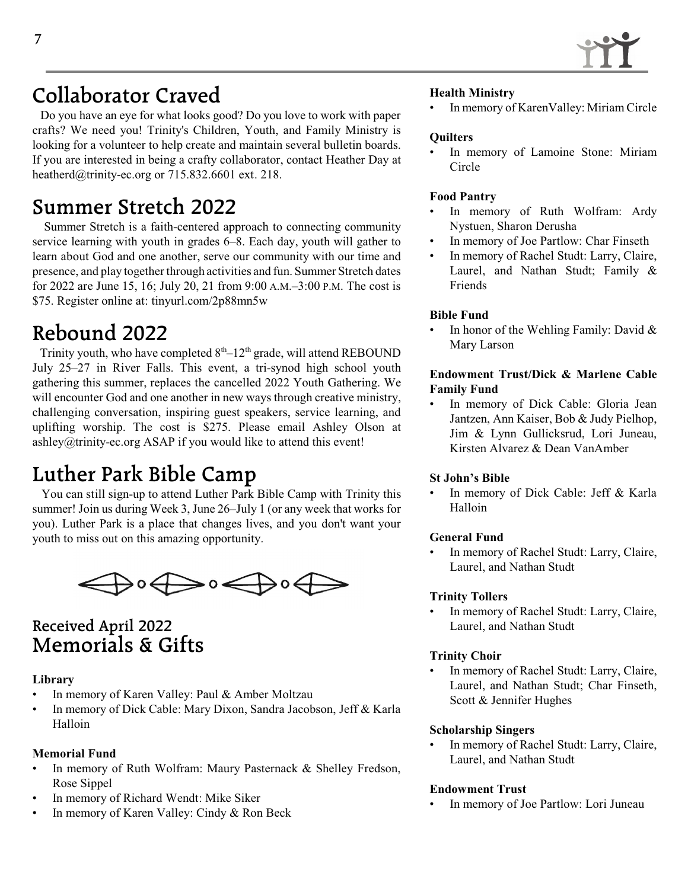# Collaborator Craved

Do you have an eye for what looks good? Do you love to work with paper crafts? We need you! Trinity's Children, Youth, and Family Ministry is looking for a volunteer to help create and maintain several bulletin boards. If you are interested in being a crafty collaborator, contact Heather Day at heatherd@trinity-ec.org or 715.832.6601 ext. 218.

# Summer Stretch 2022

Summer Stretch is a faith-centered approach to connecting community service learning with youth in grades 6–8. Each day, youth will gather to learn about God and one another, serve our community with our time and presence, and play together through activities and fun. Summer Stretch dates for 2022 are June 15, 16; July 20, 21 from 9:00 A.M.–3:00 P.M. The cost is $75. Register online at: tinyurl.com/2p88mn5w

# Rebound 2022

Trinity youth, who have completed 8th–12th grade, will attend REBOUND July 25–27 in River Falls. This event, a tri-synod high school youth gathering this summer, replaces the cancelled 2022 Youth Gathering. We will encounter God and one another in new ways through creative ministry, challenging conversation, inspiring guest speakers, service learning, and uplifting worship. The cost is $275. Please email Ashley Olson at ashley@trinity-ec.org ASAP if you would like to attend this event!

# Luther Park Bible Camp

You can still sign-up to attend Luther Park Bible Camp with Trinity this summer! Join us during Week 3, June 26–July 1 (or any week that works for you). Luther Park is a place that changes lives, and you don't want your youth to miss out on this amazing opportunity.

## Received April 2022
# Memorials & Gifts

**Library**
- In memory of Karen Valley: Paul & Amber Moltzau
- In memory of Dick Cable: Mary Dixon, Sandra Jacobson, Jeff & Karla Halloin

**Memorial Fund**
- In memory of Ruth Wolfram: Maury Pasternack & Shelley Fredson, Rose Sippel
- In memory of Richard Wendt: Mike Siker
- In memory of Karen Valley: Cindy & Ron Beck

**Health Ministry**
- In memory of KarenValley: Miriam Circle

**Quilters**
- In memory of Lamoine Stone: Miriam Circle

**Food Pantry**
- In memory of Ruth Wolfram: Ardy Nystuen, Sharon Derusha
- In memory of Joe Partlow: Char Finseth
- In memory of Rachel Studt: Larry, Claire, Laurel, and Nathan Studt; Family & Friends

**Bible Fund**
- In honor of the Wehling Family: David & Mary Larson

**Endowment Trust/Dick & Marlene Cable Family Fund**
- In memory of Dick Cable: Gloria Jean Jantzen, Ann Kaiser, Bob & Judy Pielhop, Jim & Lynn Gullicksrud, Lori Juneau, Kirsten Alvarez & Dean VanAmber

**St John's Bible**
- In memory of Dick Cable: Jeff & Karla Halloin

**General Fund**
- In memory of Rachel Studt: Larry, Claire, Laurel, and Nathan Studt

**Trinity Tollers**
- In memory of Rachel Studt: Larry, Claire, Laurel, and Nathan Studt

**Trinity Choir**
- In memory of Rachel Studt: Larry, Claire, Laurel, and Nathan Studt; Char Finseth, Scott & Jennifer Hughes

**Scholarship Singers**
- In memory of Rachel Studt: Larry, Claire, Laurel, and Nathan Studt

**Endowment Trust**
- In memory of Joe Partlow: Lori Juneau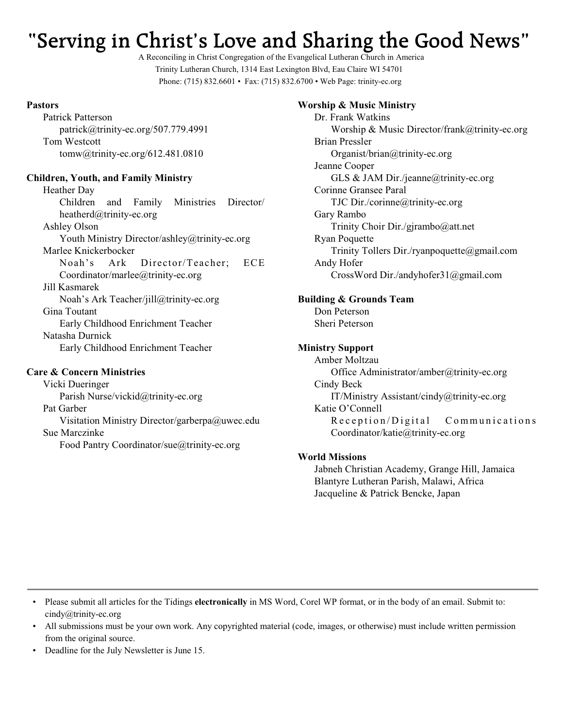# "Serving in Christ's Love and Sharing the Good News"

A Reconciling in Christ Congregation of the Evangelical Lutheran Church in America

Trinity Lutheran Church, 1314 East Lexington Blvd, Eau Claire WI 54701

Phone: (715) 832.6601 • Fax: (715) 832.6700 • Web Page: trinity-ec.org

**Pastors**

Patrick Patterson
patrick@trinity-ec.org/507.779.4991

Tom Westcott
tomw@trinity-ec.org/612.481.0810

**Children, Youth, and Family Ministry**

Heather Day
Children and Family Ministries Director/heatherd@trinity-ec.org

Ashley Olson
Youth Ministry Director/ashley@trinity-ec.org

Marlee Knickerbocker
Noah's Ark Director/Teacher; ECE Coordinator/marlee@trinity-ec.org

Jill Kasmarek
Noah's Ark Teacher/jill@trinity-ec.org

Gina Toutant
Early Childhood Enrichment Teacher

Natasha Durnick
Early Childhood Enrichment Teacher

**Care & Concern Ministries**

Vicki Dueringer
Parish Nurse/vickid@trinity-ec.org

Pat Garber
Visitation Ministry Director/garberpa@uwec.edu

Sue Marczinke
Food Pantry Coordinator/sue@trinity-ec.org

**Worship & Music Ministry**

Dr. Frank Watkins
Worship & Music Director/frank@trinity-ec.org

Brian Pressler
Organist/brian@trinity-ec.org

Jeanne Cooper
GLS & JAM Dir./jeanne@trinity-ec.org

Corinne Gransee Paral
TJC Dir./corinne@trinity-ec.org

Gary Rambo
Trinity Choir Dir./gjrambo@att.net

Ryan Poquette
Trinity Tollers Dir./ryanpoquette@gmail.com

Andy Hofer
CrossWord Dir./andyhofer31@gmail.com

**Building & Grounds Team**

Don Peterson
Sheri Peterson

**Ministry Support**

Amber Moltzau
Office Administrator/amber@trinity-ec.org

Cindy Beck
IT/Ministry Assistant/cindy@trinity-ec.org

Katie O'Connell
Reception/Digital Communications Coordinator/katie@trinity-ec.org

**World Missions**

Jabneh Christian Academy, Grange Hill, Jamaica
Blantyre Lutheran Parish, Malawi, Africa
Jacqueline & Patrick Bencke, Japan

---

- Please submit all articles for the Tidings **electronically** in MS Word, Corel WP format, or in the body of an email. Submit to: cindy@trinity-ec.org
- All submissions must be your own work. Any copyrighted material (code, images, or otherwise) must include written permission from the original source.
- Deadline for the July Newsletter is June 15.